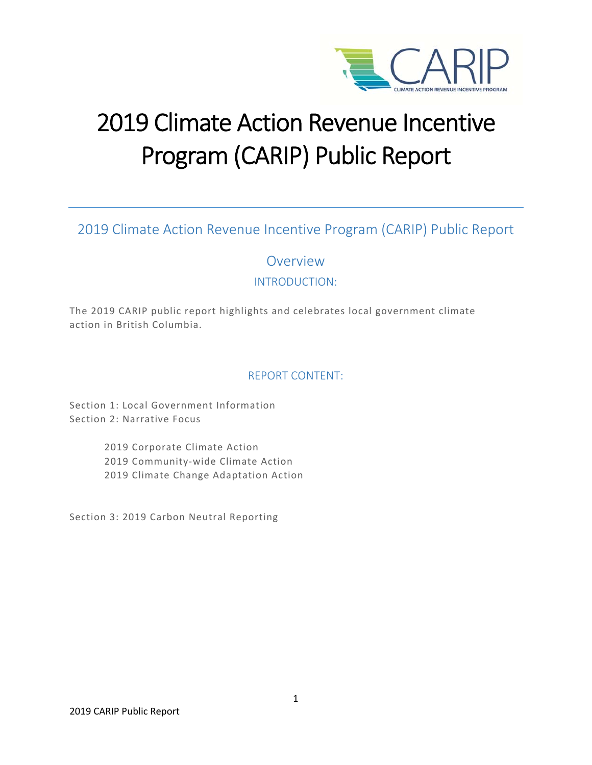# 2019 Climate Action Revenue Incentive Program (CARIP) Public Report

## 2019 Climate Action Revenue Incentive Program (CARIP) Public Report

## Overview

### INTRODUCTION:

The 2019 CARIP public report highlights and celebrates local government climate action in British Columbia.

### REPORT CONTENT:

Section 1: Local Government Information
Section 2: Narrative Focus

- 2019 Corporate Climate Action
- 2019 Community-wide Climate Action
- 2019 Climate Change Adaptation Action

Section 3: 2019 Carbon Neutral Reporting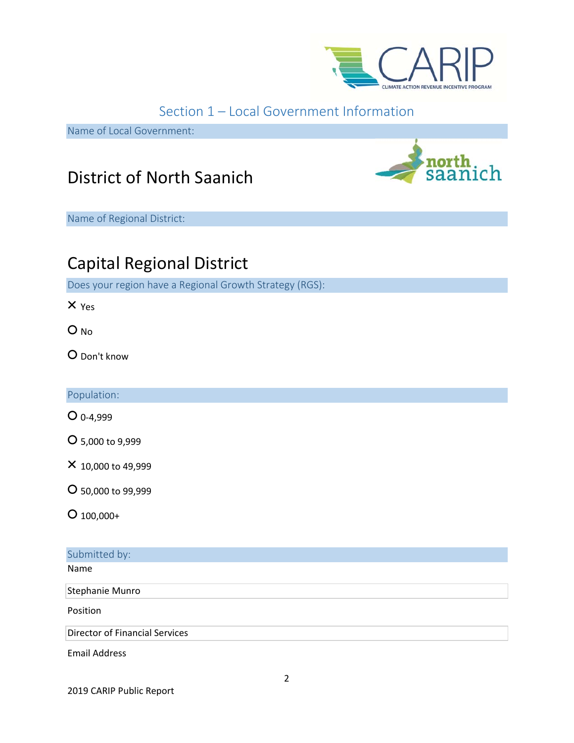## Section 1 – Local Government Information

**Name of Local Government:**

District of North Saanich

**Name of Regional District:**

Capital Regional District

**Does your region have a Regional Growth Strategy (RGS):**

- ☒ Yes
- ○ No
- ○ Don't know

**Population:**

- ○ 0-4,999
- ○ 5,000 to 9,999
- ☒ 10,000 to 49,999
- ○ 50,000 to 99,999
- ○ 100,000+

**Submitted by:**

Name

Stephanie Munro

Position

Director of Financial Services

Email Address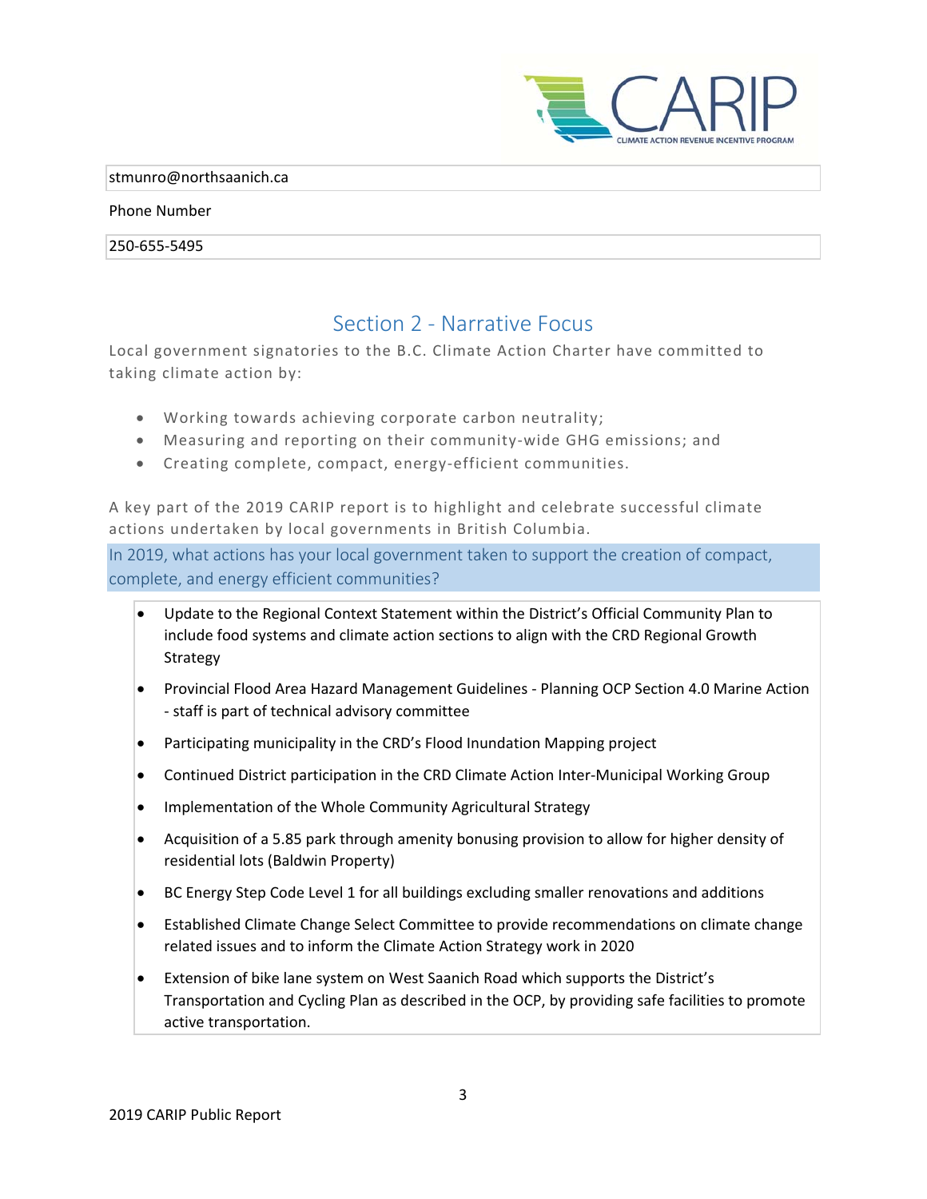stmunro@northsaanich.ca

Phone Number

250-655-5495

## Section 2 - Narrative Focus

Local government signatories to the B.C. Climate Action Charter have committed to taking climate action by:

- Working towards achieving corporate carbon neutrality;
- Measuring and reporting on their community-wide GHG emissions; and
- Creating complete, compact, energy-efficient communities.

A key part of the 2019 CARIP report is to highlight and celebrate successful climate actions undertaken by local governments in British Columbia.

In 2019, what actions has your local government taken to support the creation of compact, complete, and energy efficient communities?

- Update to the Regional Context Statement within the District's Official Community Plan to include food systems and climate action sections to align with the CRD Regional Growth Strategy
- Provincial Flood Area Hazard Management Guidelines - Planning OCP Section 4.0 Marine Action - staff is part of technical advisory committee
- Participating municipality in the CRD's Flood Inundation Mapping project
- Continued District participation in the CRD Climate Action Inter-Municipal Working Group
- Implementation of the Whole Community Agricultural Strategy
- Acquisition of a 5.85 park through amenity bonusing provision to allow for higher density of residential lots (Baldwin Property)
- BC Energy Step Code Level 1 for all buildings excluding smaller renovations and additions
- Established Climate Change Select Committee to provide recommendations on climate change related issues and to inform the Climate Action Strategy work in 2020
- Extension of bike lane system on West Saanich Road which supports the District's Transportation and Cycling Plan as described in the OCP, by providing safe facilities to promote active transportation.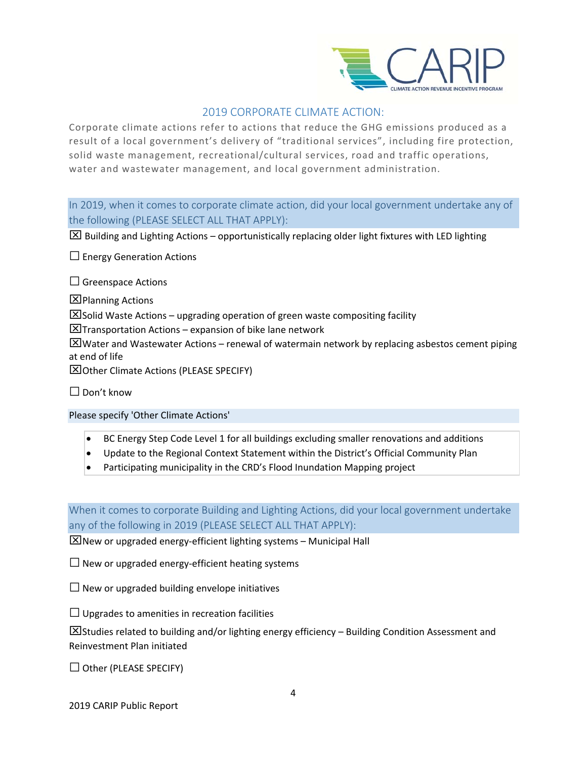## 2019 CORPORATE CLIMATE ACTION:

Corporate climate actions refer to actions that reduce the GHG emissions produced as a result of a local government's delivery of "traditional services", including fire protection, solid waste management, recreational/cultural services, road and traffic operations, water and wastewater management, and local government administration.

**In 2019, when it comes to corporate climate action, did your local government undertake any of the following (PLEASE SELECT ALL THAT APPLY):**

☒ Building and Lighting Actions – opportunistically replacing older light fixtures with LED lighting

☐ Energy Generation Actions

☐ Greenspace Actions

☒ Planning Actions

☒ Solid Waste Actions – upgrading operation of green waste compositing facility

☒ Transportation Actions – expansion of bike lane network

☒ Water and Wastewater Actions – renewal of watermain network by replacing asbestos cement piping at end of life

☒ Other Climate Actions (PLEASE SPECIFY)

☐ Don't know

**Please specify 'Other Climate Actions'**

- BC Energy Step Code Level 1 for all buildings excluding smaller renovations and additions
- Update to the Regional Context Statement within the District's Official Community Plan
- Participating municipality in the CRD's Flood Inundation Mapping project

**When it comes to corporate Building and Lighting Actions, did your local government undertake any of the following in 2019 (PLEASE SELECT ALL THAT APPLY):**

☒ New or upgraded energy-efficient lighting systems – Municipal Hall

☐ New or upgraded energy-efficient heating systems

☐ New or upgraded building envelope initiatives

☐ Upgrades to amenities in recreation facilities

☒ Studies related to building and/or lighting energy efficiency – Building Condition Assessment and Reinvestment Plan initiated

☐ Other (PLEASE SPECIFY)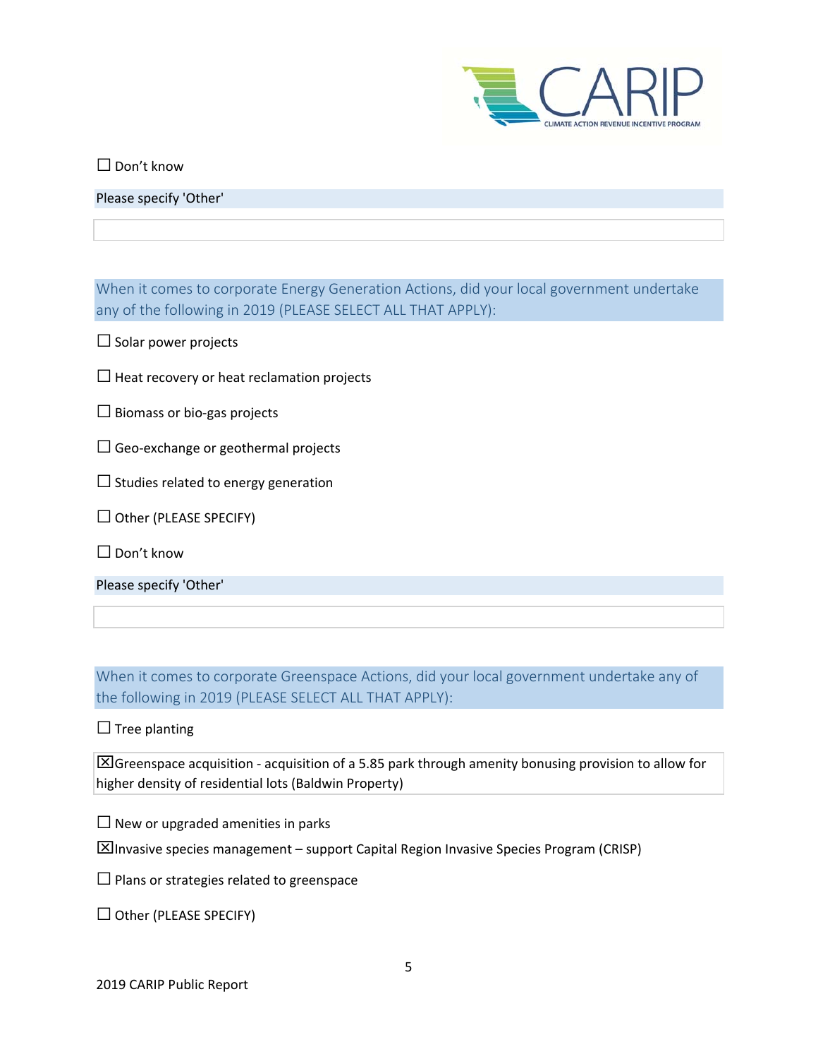☐ Don't know

Please specify 'Other'

When it comes to corporate Energy Generation Actions, did your local government undertake any of the following in 2019 (PLEASE SELECT ALL THAT APPLY):

☐ Solar power projects

☐ Heat recovery or heat reclamation projects

☐ Biomass or bio-gas projects

☐ Geo-exchange or geothermal projects

☐ Studies related to energy generation

☐ Other (PLEASE SPECIFY)

☐ Don't know

Please specify 'Other'

When it comes to corporate Greenspace Actions, did your local government undertake any of the following in 2019 (PLEASE SELECT ALL THAT APPLY):

☐ Tree planting

☒ Greenspace acquisition - acquisition of a 5.85 park through amenity bonusing provision to allow for higher density of residential lots (Baldwin Property)

☐ New or upgraded amenities in parks

☒ Invasive species management – support Capital Region Invasive Species Program (CRISP)

☐ Plans or strategies related to greenspace

☐ Other (PLEASE SPECIFY)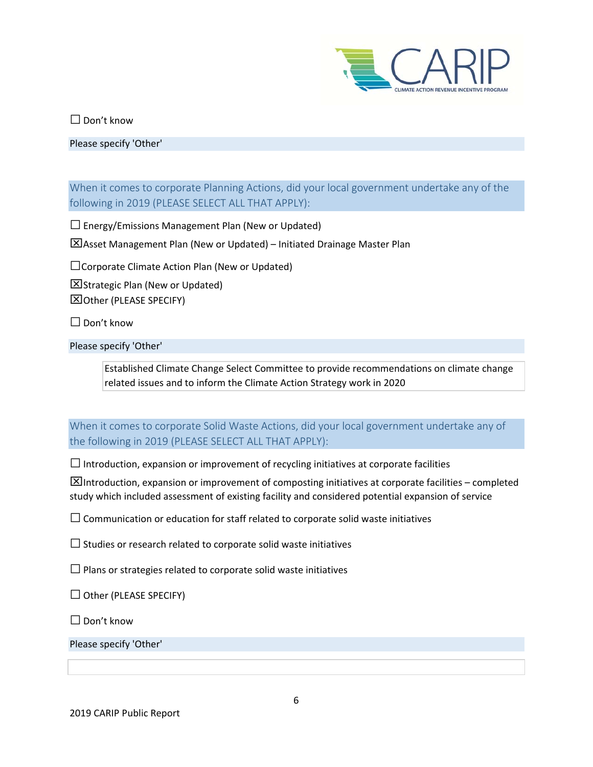☐ Don't know

Please specify 'Other'

## When it comes to corporate Planning Actions, did your local government undertake any of the following in 2019 (PLEASE SELECT ALL THAT APPLY):

☐ Energy/Emissions Management Plan (New or Updated)

☒Asset Management Plan (New or Updated) – Initiated Drainage Master Plan

☐Corporate Climate Action Plan (New or Updated)

☒Strategic Plan (New or Updated)

☒Other (PLEASE SPECIFY)

☐ Don't know

Please specify 'Other'

Established Climate Change Select Committee to provide recommendations on climate change related issues and to inform the Climate Action Strategy work in 2020

## When it comes to corporate Solid Waste Actions, did your local government undertake any of the following in 2019 (PLEASE SELECT ALL THAT APPLY):

☐ Introduction, expansion or improvement of recycling initiatives at corporate facilities

☒Introduction, expansion or improvement of composting initiatives at corporate facilities – completed study which included assessment of existing facility and considered potential expansion of service

☐ Communication or education for staff related to corporate solid waste initiatives

☐ Studies or research related to corporate solid waste initiatives

☐ Plans or strategies related to corporate solid waste initiatives

☐ Other (PLEASE SPECIFY)

☐ Don't know

Please specify 'Other'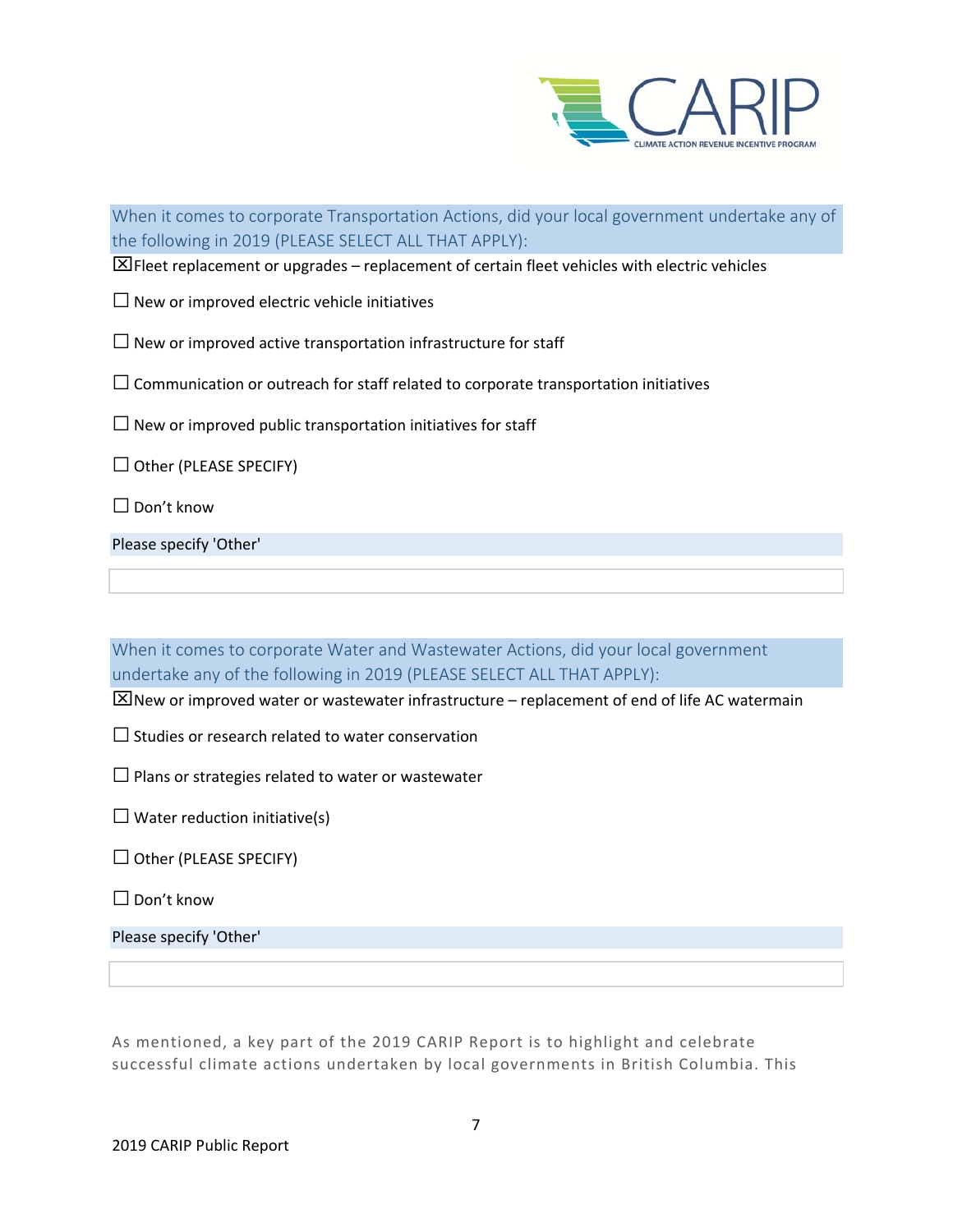When it comes to corporate Transportation Actions, did your local government undertake any of the following in 2019 (PLEASE SELECT ALL THAT APPLY):

☒ Fleet replacement or upgrades – replacement of certain fleet vehicles with electric vehicles

☐ New or improved electric vehicle initiatives

☐ New or improved active transportation infrastructure for staff

☐ Communication or outreach for staff related to corporate transportation initiatives

☐ New or improved public transportation initiatives for staff

☐ Other (PLEASE SPECIFY)

☐ Don't know

Please specify 'Other'

When it comes to corporate Water and Wastewater Actions, did your local government undertake any of the following in 2019 (PLEASE SELECT ALL THAT APPLY):

☒ New or improved water or wastewater infrastructure – replacement of end of life AC watermain

☐ Studies or research related to water conservation

☐ Plans or strategies related to water or wastewater

☐ Water reduction initiative(s)

☐ Other (PLEASE SPECIFY)

☐ Don't know

Please specify 'Other'

As mentioned, a key part of the 2019 CARIP Report is to highlight and celebrate successful climate actions undertaken by local governments in British Columbia. This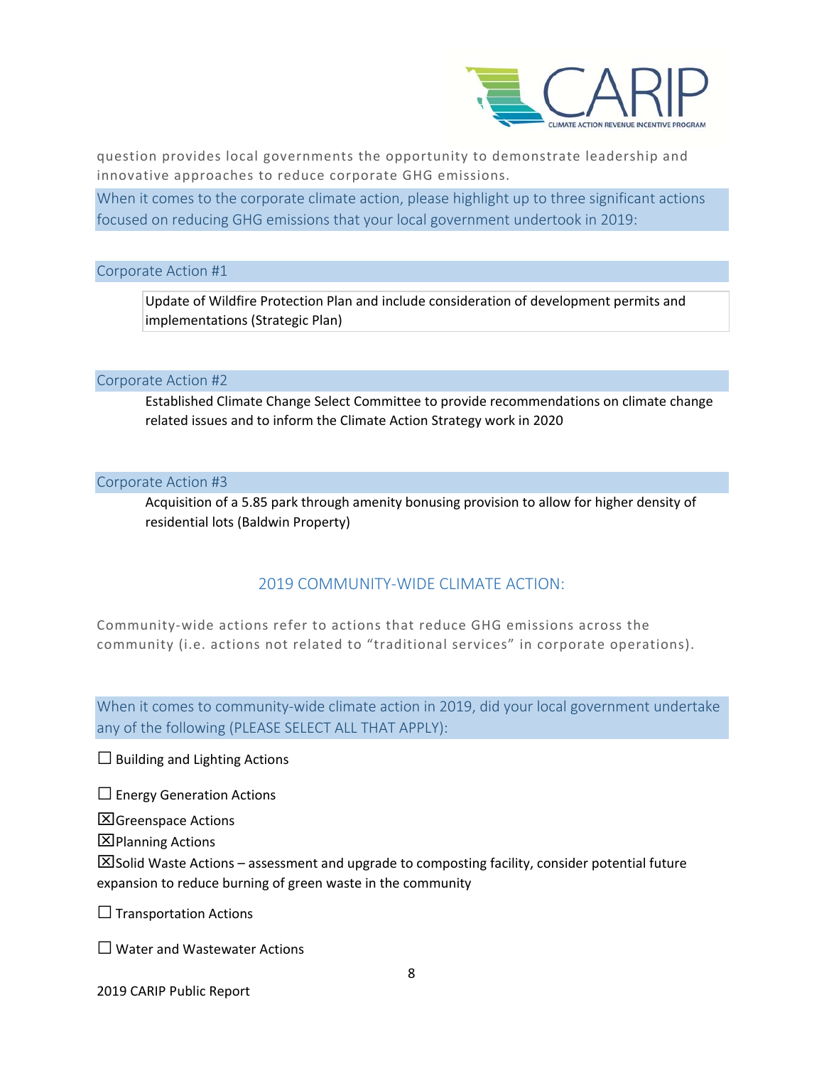question provides local governments the opportunity to demonstrate leadership and innovative approaches to reduce corporate GHG emissions.

When it comes to the corporate climate action, please highlight up to three significant actions focused on reducing GHG emissions that your local government undertook in 2019:

Corporate Action #1

Update of Wildfire Protection Plan and include consideration of development permits and implementations (Strategic Plan)

Corporate Action #2

Established Climate Change Select Committee to provide recommendations on climate change related issues and to inform the Climate Action Strategy work in 2020

Corporate Action #3

Acquisition of a 5.85 park through amenity bonusing provision to allow for higher density of residential lots (Baldwin Property)

## 2019 COMMUNITY-WIDE CLIMATE ACTION:

Community-wide actions refer to actions that reduce GHG emissions across the community (i.e. actions not related to "traditional services" in corporate operations).

When it comes to community-wide climate action in 2019, did your local government undertake any of the following (PLEASE SELECT ALL THAT APPLY):

☐ Building and Lighting Actions

☐ Energy Generation Actions

☒ Greenspace Actions

☒ Planning Actions

☒ Solid Waste Actions – assessment and upgrade to composting facility, consider potential future expansion to reduce burning of green waste in the community

☐ Transportation Actions

☐ Water and Wastewater Actions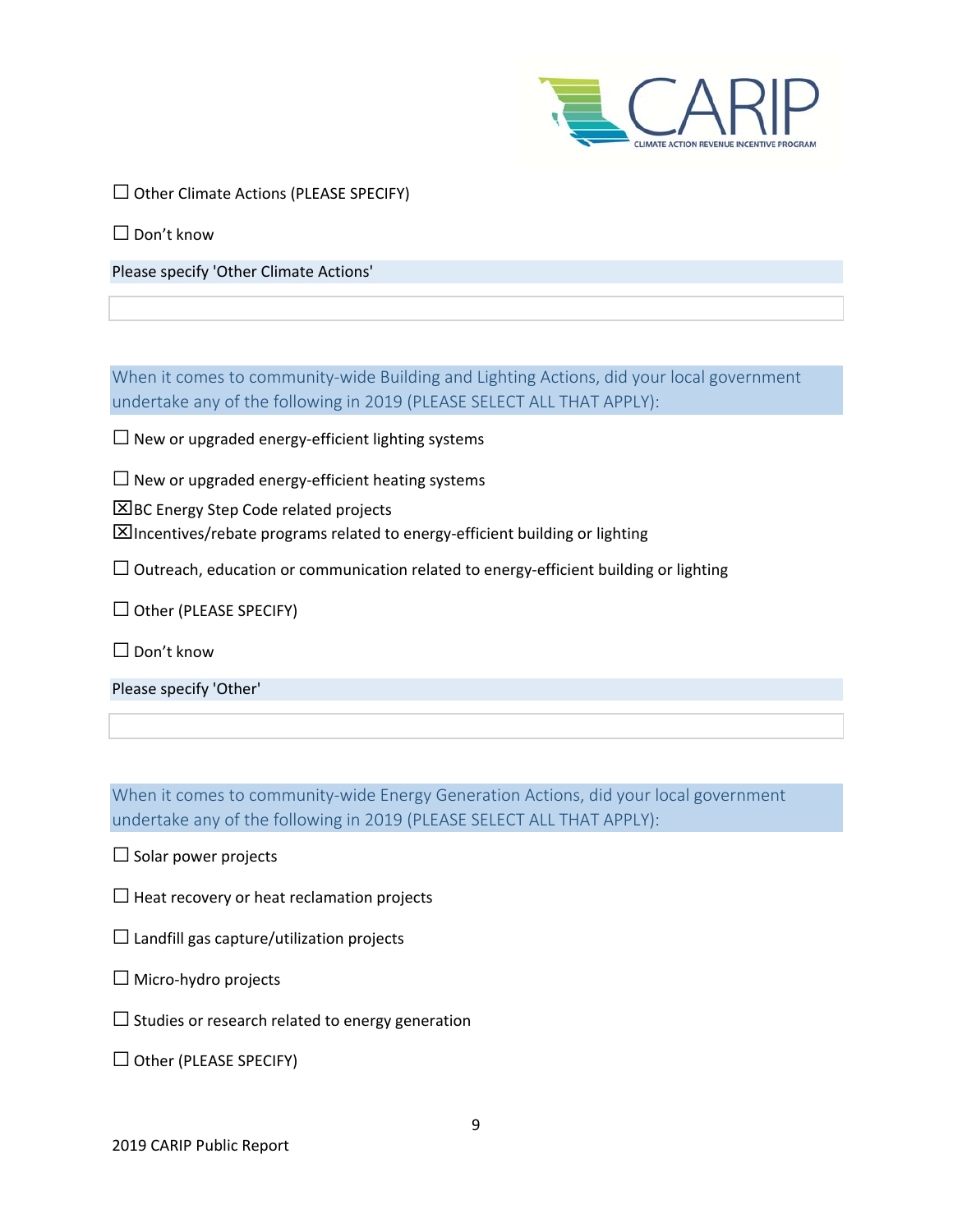☐ Other Climate Actions (PLEASE SPECIFY)

☐ Don't know

Please specify 'Other Climate Actions'

When it comes to community-wide Building and Lighting Actions, did your local government undertake any of the following in 2019 (PLEASE SELECT ALL THAT APPLY):

☐ New or upgraded energy-efficient lighting systems

☐ New or upgraded energy-efficient heating systems

☒ BC Energy Step Code related projects

☒ Incentives/rebate programs related to energy-efficient building or lighting

☐ Outreach, education or communication related to energy-efficient building or lighting

☐ Other (PLEASE SPECIFY)

☐ Don't know

Please specify 'Other'

When it comes to community-wide Energy Generation Actions, did your local government undertake any of the following in 2019 (PLEASE SELECT ALL THAT APPLY):

☐ Solar power projects

☐ Heat recovery or heat reclamation projects

☐ Landfill gas capture/utilization projects

☐ Micro-hydro projects

☐ Studies or research related to energy generation

☐ Other (PLEASE SPECIFY)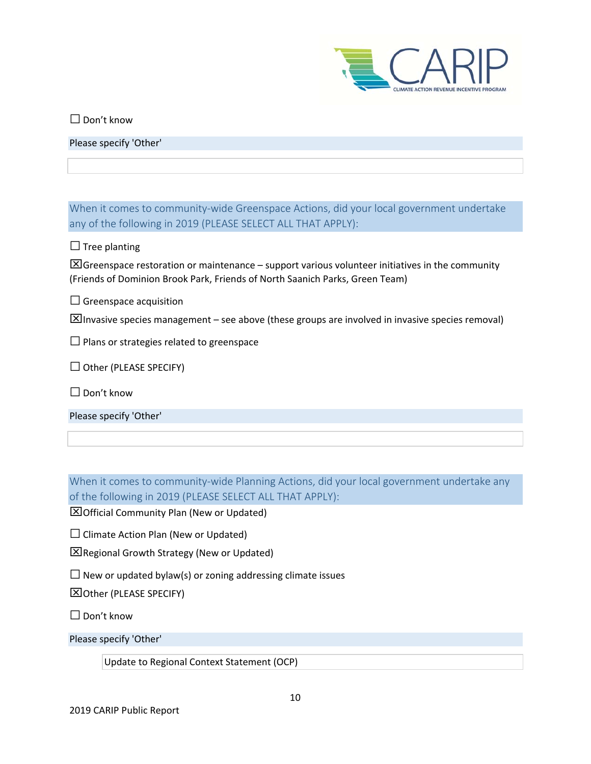☐ Don't know

Please specify 'Other'

When it comes to community-wide Greenspace Actions, did your local government undertake any of the following in 2019 (PLEASE SELECT ALL THAT APPLY):

☐ Tree planting

☒ Greenspace restoration or maintenance – support various volunteer initiatives in the community (Friends of Dominion Brook Park, Friends of North Saanich Parks, Green Team)

☐ Greenspace acquisition

☒ Invasive species management – see above (these groups are involved in invasive species removal)

☐ Plans or strategies related to greenspace

☐ Other (PLEASE SPECIFY)

☐ Don't know

Please specify 'Other'

When it comes to community-wide Planning Actions, did your local government undertake any of the following in 2019 (PLEASE SELECT ALL THAT APPLY):

☒ Official Community Plan (New or Updated)

☐ Climate Action Plan (New or Updated)

☒ Regional Growth Strategy (New or Updated)

☐ New or updated bylaw(s) or zoning addressing climate issues

☒ Other (PLEASE SPECIFY)

☐ Don't know

Please specify 'Other'

Update to Regional Context Statement (OCP)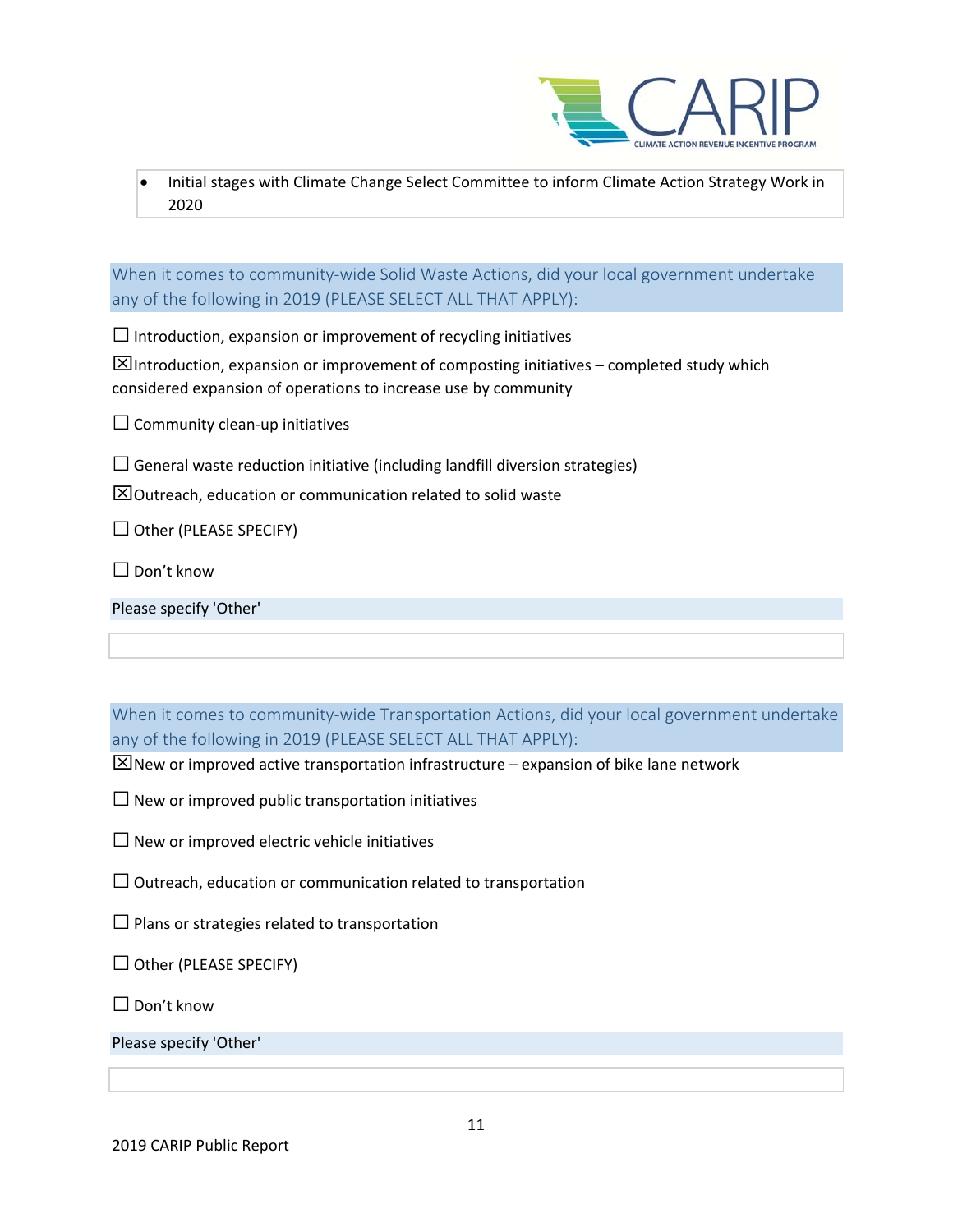- Initial stages with Climate Change Select Committee to inform Climate Action Strategy Work in 2020

When it comes to community-wide Solid Waste Actions, did your local government undertake any of the following in 2019 (PLEASE SELECT ALL THAT APPLY):

☐ Introduction, expansion or improvement of recycling initiatives

☒ Introduction, expansion or improvement of composting initiatives – completed study which considered expansion of operations to increase use by community

☐ Community clean-up initiatives

☐ General waste reduction initiative (including landfill diversion strategies)

☒ Outreach, education or communication related to solid waste

☐ Other (PLEASE SPECIFY)

☐ Don't know

Please specify 'Other'

When it comes to community-wide Transportation Actions, did your local government undertake any of the following in 2019 (PLEASE SELECT ALL THAT APPLY):

☒ New or improved active transportation infrastructure – expansion of bike lane network

☐ New or improved public transportation initiatives

☐ New or improved electric vehicle initiatives

☐ Outreach, education or communication related to transportation

☐ Plans or strategies related to transportation

☐ Other (PLEASE SPECIFY)

☐ Don't know

Please specify 'Other'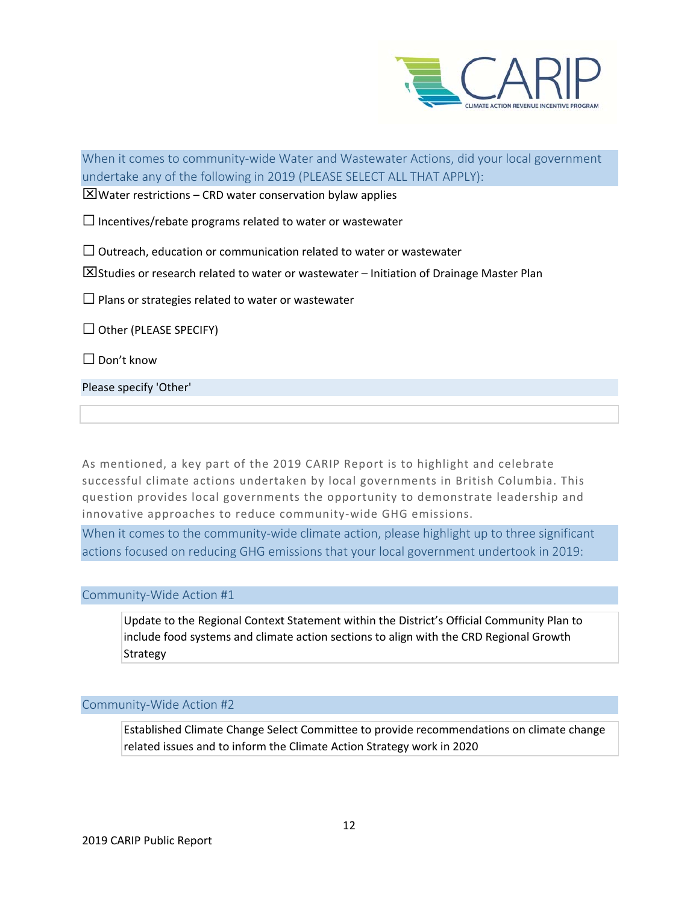When it comes to community-wide Water and Wastewater Actions, did your local government undertake any of the following in 2019 (PLEASE SELECT ALL THAT APPLY):

☒ Water restrictions – CRD water conservation bylaw applies

☐ Incentives/rebate programs related to water or wastewater

☐ Outreach, education or communication related to water or wastewater

☒ Studies or research related to water or wastewater – Initiation of Drainage Master Plan

☐ Plans or strategies related to water or wastewater

☐ Other (PLEASE SPECIFY)

☐ Don't know

Please specify 'Other'

As mentioned, a key part of the 2019 CARIP Report is to highlight and celebrate successful climate actions undertaken by local governments in British Columbia. This question provides local governments the opportunity to demonstrate leadership and innovative approaches to reduce community-wide GHG emissions.

When it comes to the community-wide climate action, please highlight up to three significant actions focused on reducing GHG emissions that your local government undertook in 2019:

Community-Wide Action #1

Update to the Regional Context Statement within the District's Official Community Plan to include food systems and climate action sections to align with the CRD Regional Growth Strategy

Community-Wide Action #2

Established Climate Change Select Committee to provide recommendations on climate change related issues and to inform the Climate Action Strategy work in 2020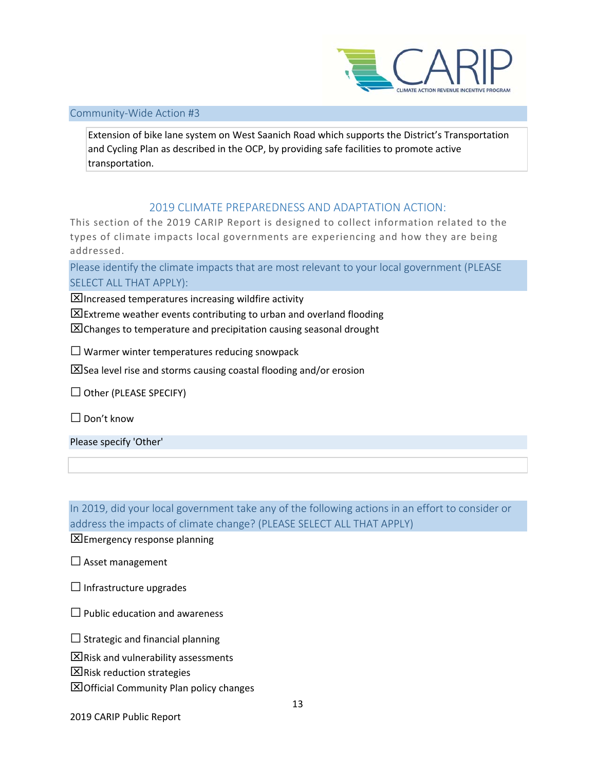### Community-Wide Action #3

Extension of bike lane system on West Saanich Road which supports the District's Transportation and Cycling Plan as described in the OCP, by providing safe facilities to promote active transportation.

## 2019 CLIMATE PREPAREDNESS AND ADAPTATION ACTION:

This section of the 2019 CARIP Report is designed to collect information related to the types of climate impacts local governments are experiencing and how they are being addressed.

### Please identify the climate impacts that are most relevant to your local government (PLEASE SELECT ALL THAT APPLY):

☒ Increased temperatures increasing wildfire activity

☒ Extreme weather events contributing to urban and overland flooding

☒ Changes to temperature and precipitation causing seasonal drought

☐ Warmer winter temperatures reducing snowpack

☒ Sea level rise and storms causing coastal flooding and/or erosion

☐ Other (PLEASE SPECIFY)

☐ Don't know

Please specify 'Other'

### In 2019, did your local government take any of the following actions in an effort to consider or address the impacts of climate change? (PLEASE SELECT ALL THAT APPLY)

☒ Emergency response planning

☐ Asset management

☐ Infrastructure upgrades

☐ Public education and awareness

☐ Strategic and financial planning

☒ Risk and vulnerability assessments

☒ Risk reduction strategies

☒ Official Community Plan policy changes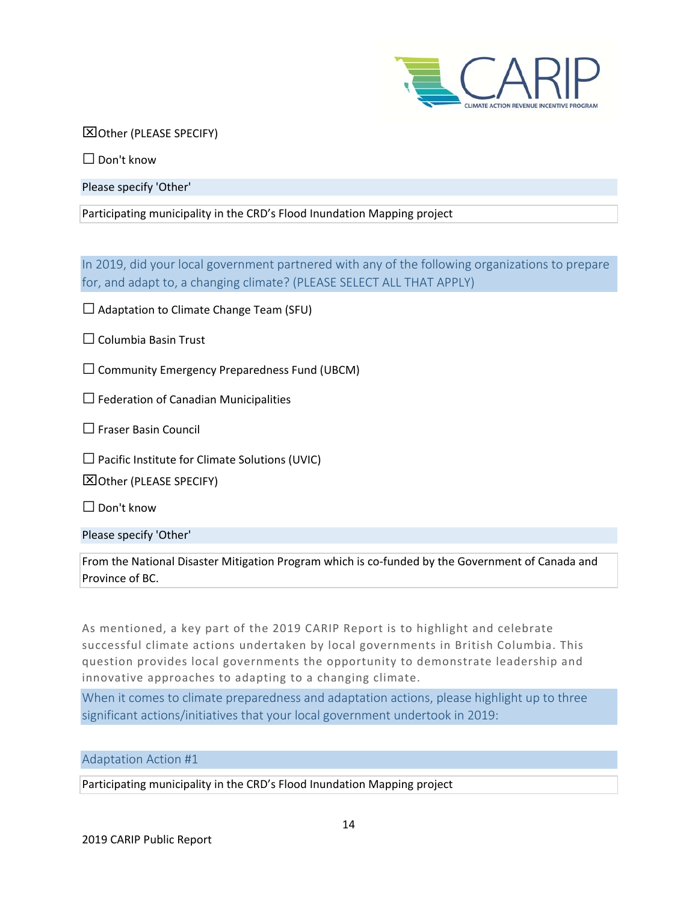☒Other (PLEASE SPECIFY)

☐ Don't know

Please specify 'Other'

Participating municipality in the CRD's Flood Inundation Mapping project

In 2019, did your local government partnered with any of the following organizations to prepare for, and adapt to, a changing climate? (PLEASE SELECT ALL THAT APPLY)

☐ Adaptation to Climate Change Team (SFU)

☐ Columbia Basin Trust

☐ Community Emergency Preparedness Fund (UBCM)

☐ Federation of Canadian Municipalities

☐ Fraser Basin Council

☐ Pacific Institute for Climate Solutions (UVIC)

☒Other (PLEASE SPECIFY)

☐ Don't know

Please specify 'Other'

From the National Disaster Mitigation Program which is co-funded by the Government of Canada and Province of BC.

As mentioned, a key part of the 2019 CARIP Report is to highlight and celebrate successful climate actions undertaken by local governments in British Columbia. This question provides local governments the opportunity to demonstrate leadership and innovative approaches to adapting to a changing climate.

When it comes to climate preparedness and adaptation actions, please highlight up to three significant actions/initiatives that your local government undertook in 2019:

Adaptation Action #1

Participating municipality in the CRD's Flood Inundation Mapping project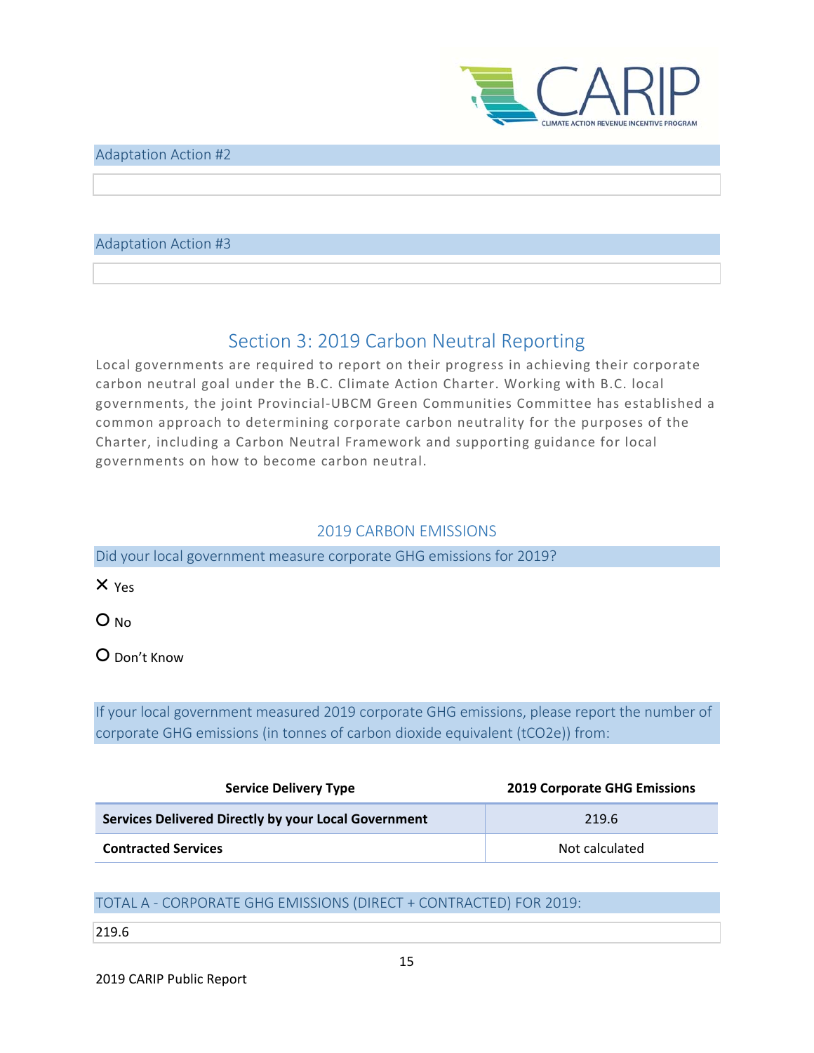Adaptation Action #2

Adaptation Action #3

## Section 3: 2019 Carbon Neutral Reporting

Local governments are required to report on their progress in achieving their corporate carbon neutral goal under the B.C. Climate Action Charter. Working with B.C. local governments, the joint Provincial-UBCM Green Communities Committee has established a common approach to determining corporate carbon neutrality for the purposes of the Charter, including a Carbon Neutral Framework and supporting guidance for local governments on how to become carbon neutral.

### 2019 CARBON EMISSIONS

Did your local government measure corporate GHG emissions for 2019?

- [x] Yes
- [ ] No
- [ ] Don't Know

If your local government measured 2019 corporate GHG emissions, please report the number of corporate GHG emissions (in tonnes of carbon dioxide equivalent ($tCO_2e$)) from:

| Service Delivery Type | 2019 Corporate GHG Emissions |
|---|---|
| **Services Delivered Directly by your Local Government** | 219.6 |
| **Contracted Services** | Not calculated |

TOTAL A - CORPORATE GHG EMISSIONS (DIRECT + CONTRACTED) FOR 2019:

219.6

2019 CARIP Public Report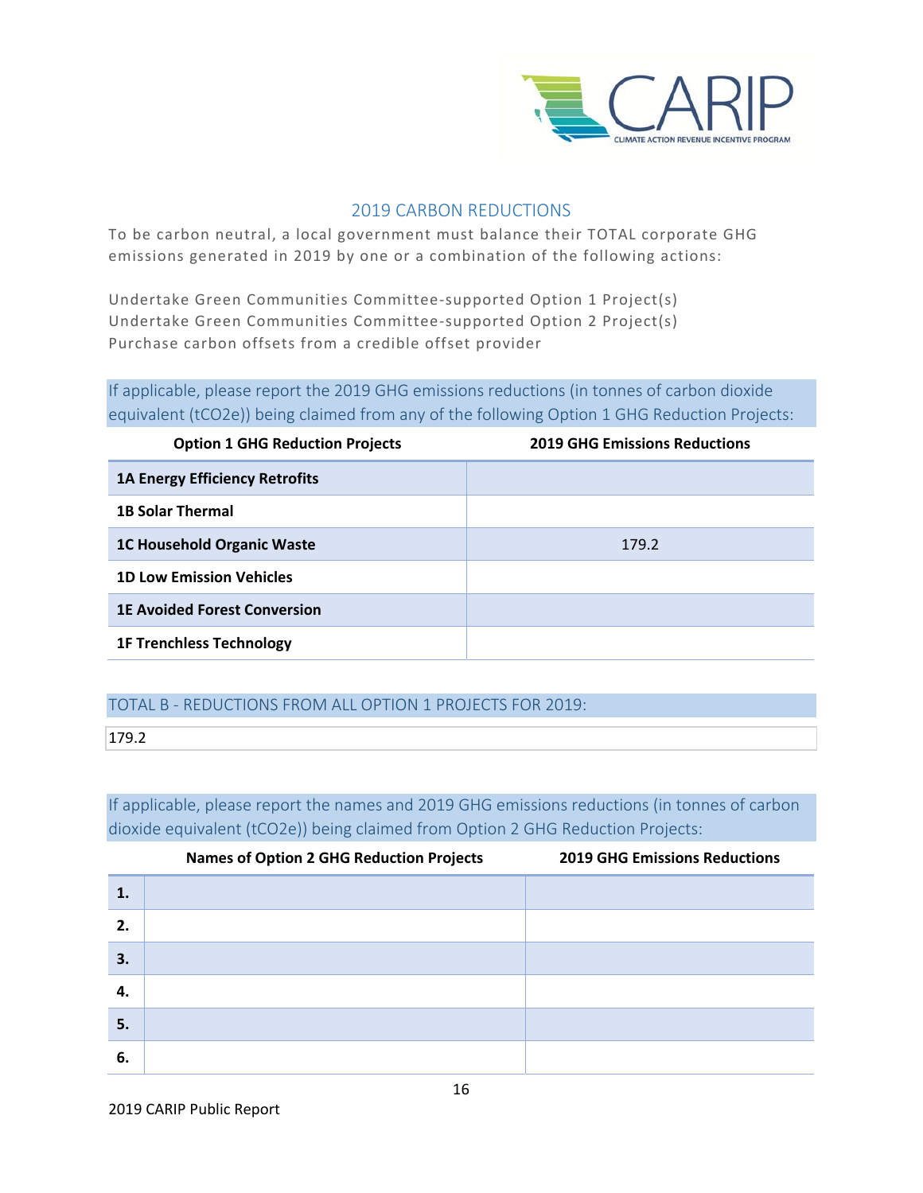## 2019 CARBON REDUCTIONS

To be carbon neutral, a local government must balance their TOTAL corporate GHG emissions generated in 2019 by one or a combination of the following actions:

Undertake Green Communities Committee-supported Option 1 Project(s)
Undertake Green Communities Committee-supported Option 2 Project(s)
Purchase carbon offsets from a credible offset provider

If applicable, please report the 2019 GHG emissions reductions (in tonnes of carbon dioxide equivalent (tCO2e)) being claimed from any of the following Option 1 GHG Reduction Projects:

| Option 1 GHG Reduction Projects | 2019 GHG Emissions Reductions |
|---|---|
| **1A Energy Efficiency Retrofits** | |
| **1B Solar Thermal** | |
| **1C Household Organic Waste** | 179.2 |
| **1D Low Emission Vehicles** | |
| **1E Avoided Forest Conversion** | |
| **1F Trenchless Technology** | |

TOTAL B - REDUCTIONS FROM ALL OPTION 1 PROJECTS FOR 2019:

179.2

If applicable, please report the names and 2019 GHG emissions reductions (in tonnes of carbon dioxide equivalent (tCO2e)) being claimed from Option 2 GHG Reduction Projects:

| | Names of Option 2 GHG Reduction Projects | 2019 GHG Emissions Reductions |
|---|---|---|
| **1.** | | |
| **2.** | | |
| **3.** | | |
| **4.** | | |
| **5.** | | |
| **6.** | | |

2019 CARIP Public Report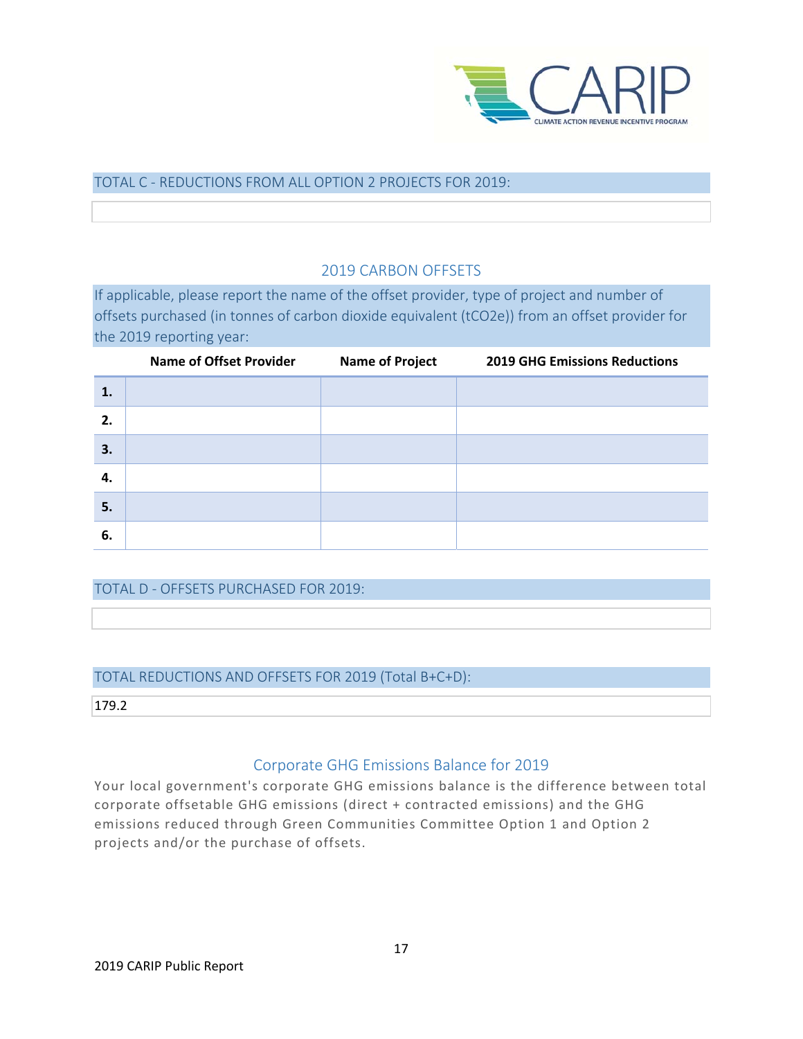TOTAL C - REDUCTIONS FROM ALL OPTION 2 PROJECTS FOR 2019:

## 2019 CARBON OFFSETS

If applicable, please report the name of the offset provider, type of project and number of offsets purchased (in tonnes of carbon dioxide equivalent ($tCO_2e$)) from an offset provider for the 2019 reporting year:

| | Name of Offset Provider | Name of Project | 2019 GHG Emissions Reductions |
|---|---|---|---|
| 1. | | | |
| 2. | | | |
| 3. | | | |
| 4. | | | |
| 5. | | | |
| 6. | | | |

TOTAL D - OFFSETS PURCHASED FOR 2019:

TOTAL REDUCTIONS AND OFFSETS FOR 2019 (Total B+C+D):

179.2

## Corporate GHG Emissions Balance for 2019

Your local government's corporate GHG emissions balance is the difference between total corporate offsetable GHG emissions (direct + contracted emissions) and the GHG emissions reduced through Green Communities Committee Option 1 and Option 2 projects and/or the purchase of offsets.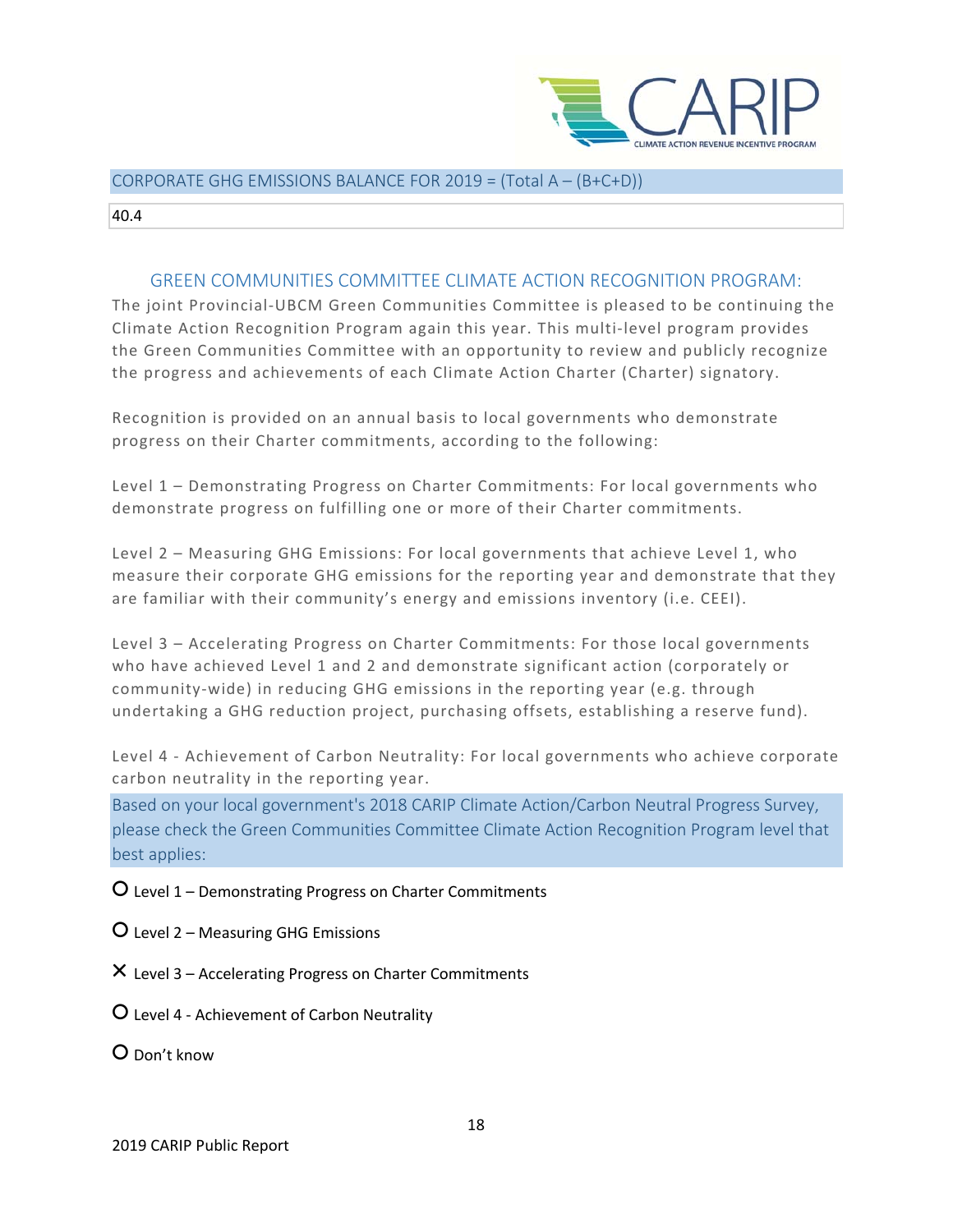CORPORATE GHG EMISSIONS BALANCE FOR 2019 = (Total A – (B+C+D))

40.4

## GREEN COMMUNITIES COMMITTEE CLIMATE ACTION RECOGNITION PROGRAM:

The joint Provincial-UBCM Green Communities Committee is pleased to be continuing the Climate Action Recognition Program again this year. This multi-level program provides the Green Communities Committee with an opportunity to review and publicly recognize the progress and achievements of each Climate Action Charter (Charter) signatory.

Recognition is provided on an annual basis to local governments who demonstrate progress on their Charter commitments, according to the following:

Level 1 – Demonstrating Progress on Charter Commitments: For local governments who demonstrate progress on fulfilling one or more of their Charter commitments.

Level 2 – Measuring GHG Emissions: For local governments that achieve Level 1, who measure their corporate GHG emissions for the reporting year and demonstrate that they are familiar with their community's energy and emissions inventory (i.e. CEEI).

Level 3 – Accelerating Progress on Charter Commitments: For those local governments who have achieved Level 1 and 2 and demonstrate significant action (corporately or community-wide) in reducing GHG emissions in the reporting year (e.g. through undertaking a GHG reduction project, purchasing offsets, establishing a reserve fund).

Level 4 - Achievement of Carbon Neutrality: For local governments who achieve corporate carbon neutrality in the reporting year.

Based on your local government's 2018 CARIP Climate Action/Carbon Neutral Progress Survey, please check the Green Communities Committee Climate Action Recognition Program level that best applies:

- O Level 1 – Demonstrating Progress on Charter Commitments
- O Level 2 – Measuring GHG Emissions
- X Level 3 – Accelerating Progress on Charter Commitments
- O Level 4 - Achievement of Carbon Neutrality
- O Don't know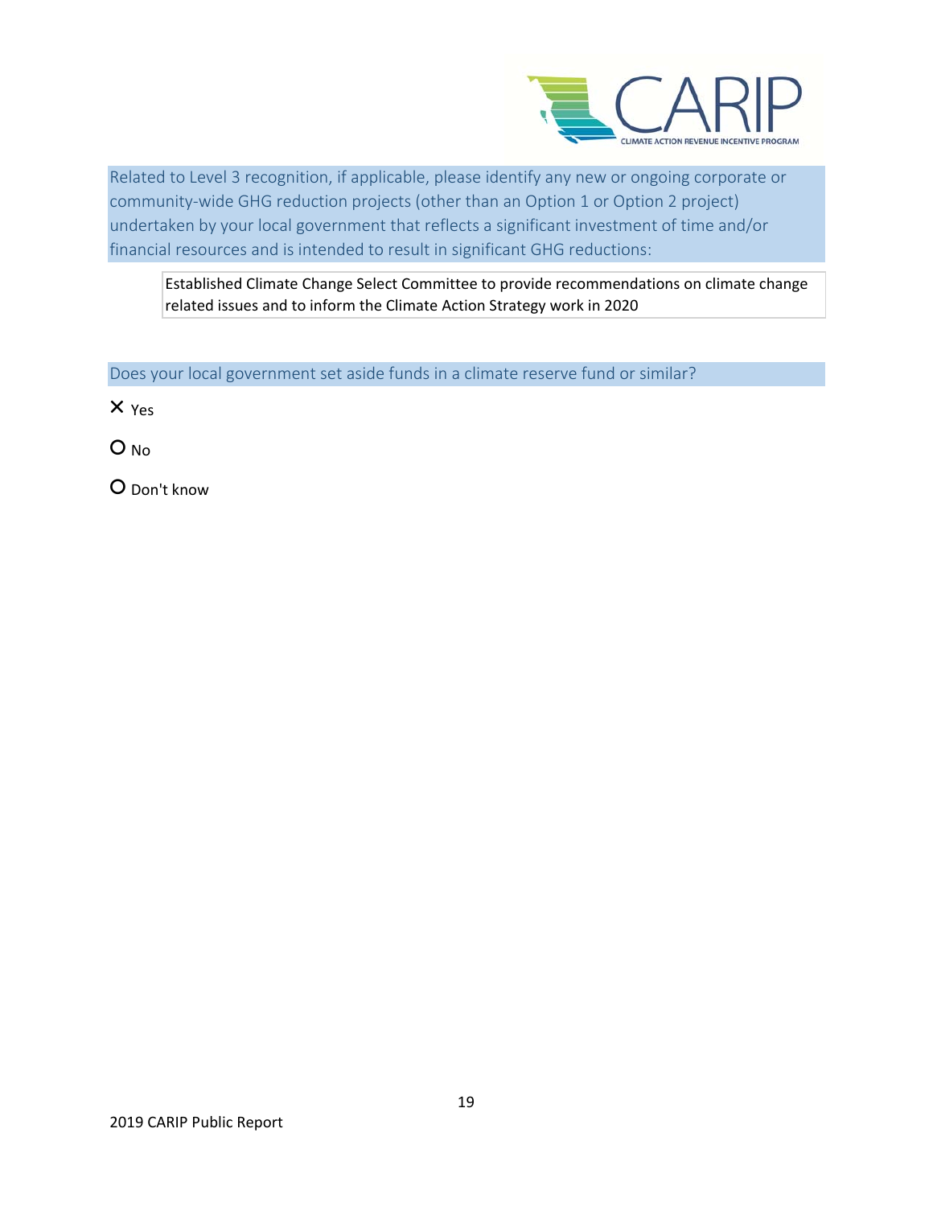Related to Level 3 recognition, if applicable, please identify any new or ongoing corporate or community-wide GHG reduction projects (other than an Option 1 or Option 2 project) undertaken by your local government that reflects a significant investment of time and/or financial resources and is intended to result in significant GHG reductions:

> Established Climate Change Select Committee to provide recommendations on climate change related issues and to inform the Climate Action Strategy work in 2020

Does your local government set aside funds in a climate reserve fund or similar?

- [x] Yes
- [ ] No
- [ ] Don't know